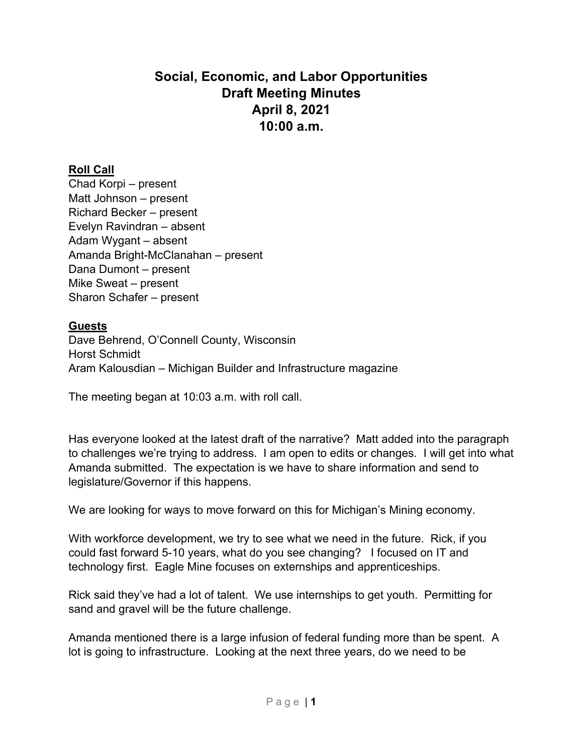# Social, Economic, and Labor Opportunities
# Draft Meeting Minutes
# April 8, 2021
# 10:00 a.m.

**Roll Call**

Chad Korpi – present
Matt Johnson – present
Richard Becker – present
Evelyn Ravindran – absent
Adam Wygant – absent
Amanda Bright-McClanahan – present
Dana Dumont – present
Mike Sweat – present
Sharon Schafer – present

**Guests**

Dave Behrend, O'Connell County, Wisconsin
Horst Schmidt
Aram Kalousdian – Michigan Builder and Infrastructure magazine

The meeting began at 10:03 a.m. with roll call.

Has everyone looked at the latest draft of the narrative? Matt added into the paragraph to challenges we're trying to address. I am open to edits or changes. I will get into what Amanda submitted. The expectation is we have to share information and send to legislature/Governor if this happens.

We are looking for ways to move forward on this for Michigan's Mining economy.

With workforce development, we try to see what we need in the future. Rick, if you could fast forward 5-10 years, what do you see changing? I focused on IT and technology first. Eagle Mine focuses on externships and apprenticeships.

Rick said they've had a lot of talent. We use internships to get youth. Permitting for sand and gravel will be the future challenge.

Amanda mentioned there is a large infusion of federal funding more than be spent. A lot is going to infrastructure. Looking at the next three years, do we need to be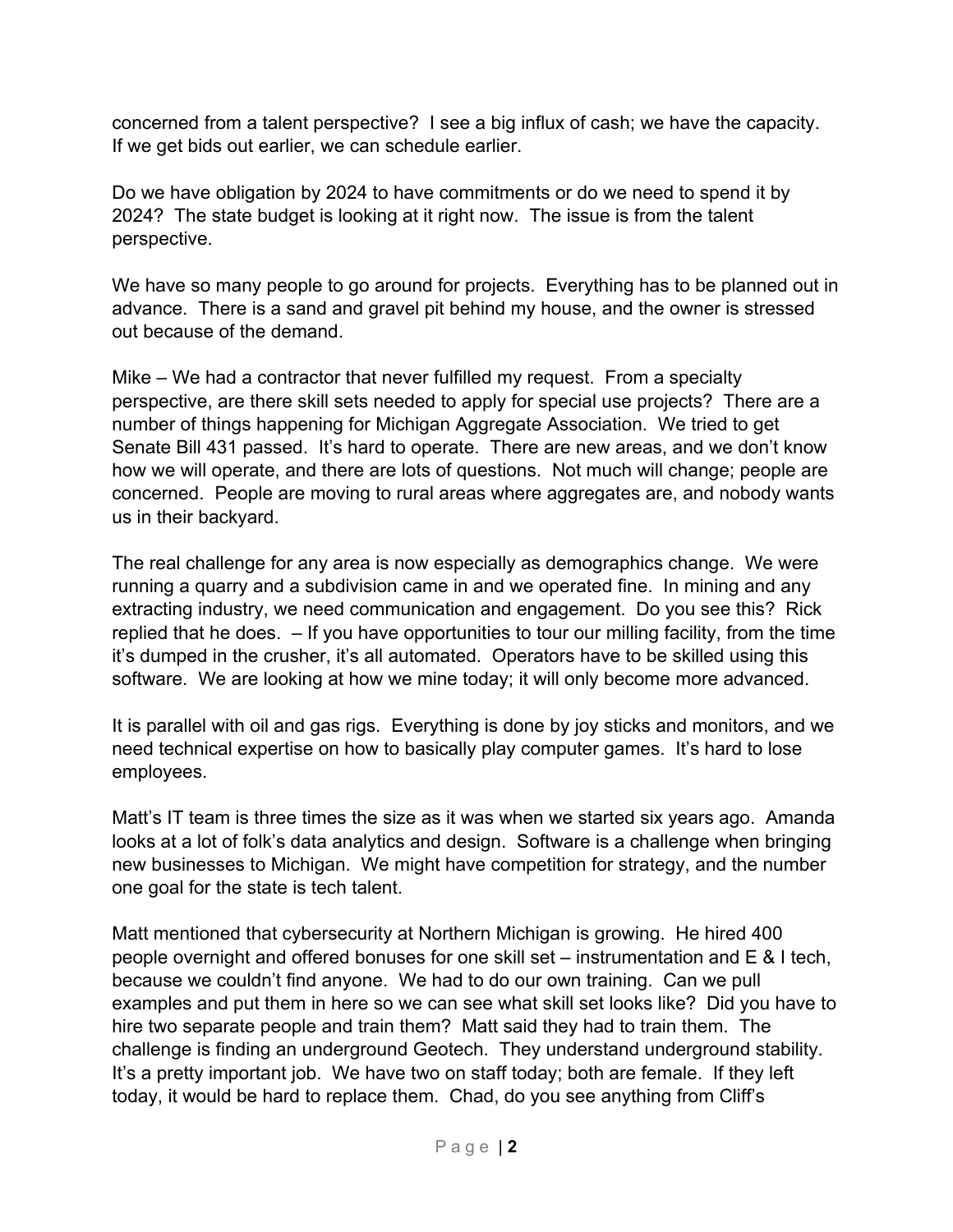concerned from a talent perspective? I see a big influx of cash; we have the capacity. If we get bids out earlier, we can schedule earlier.

Do we have obligation by 2024 to have commitments or do we need to spend it by 2024? The state budget is looking at it right now. The issue is from the talent perspective.

We have so many people to go around for projects. Everything has to be planned out in advance. There is a sand and gravel pit behind my house, and the owner is stressed out because of the demand.

Mike – We had a contractor that never fulfilled my request. From a specialty perspective, are there skill sets needed to apply for special use projects? There are a number of things happening for Michigan Aggregate Association. We tried to get Senate Bill 431 passed. It's hard to operate. There are new areas, and we don't know how we will operate, and there are lots of questions. Not much will change; people are concerned. People are moving to rural areas where aggregates are, and nobody wants us in their backyard.

The real challenge for any area is now especially as demographics change. We were running a quarry and a subdivision came in and we operated fine. In mining and any extracting industry, we need communication and engagement. Do you see this? Rick replied that he does. – If you have opportunities to tour our milling facility, from the time it's dumped in the crusher, it's all automated. Operators have to be skilled using this software. We are looking at how we mine today; it will only become more advanced.

It is parallel with oil and gas rigs. Everything is done by joy sticks and monitors, and we need technical expertise on how to basically play computer games. It's hard to lose employees.

Matt's IT team is three times the size as it was when we started six years ago. Amanda looks at a lot of folk's data analytics and design. Software is a challenge when bringing new businesses to Michigan. We might have competition for strategy, and the number one goal for the state is tech talent.

Matt mentioned that cybersecurity at Northern Michigan is growing. He hired 400 people overnight and offered bonuses for one skill set – instrumentation and E & I tech, because we couldn't find anyone. We had to do our own training. Can we pull examples and put them in here so we can see what skill set looks like? Did you have to hire two separate people and train them? Matt said they had to train them. The challenge is finding an underground Geotech. They understand underground stability. It's a pretty important job. We have two on staff today; both are female. If they left today, it would be hard to replace them. Chad, do you see anything from Cliff's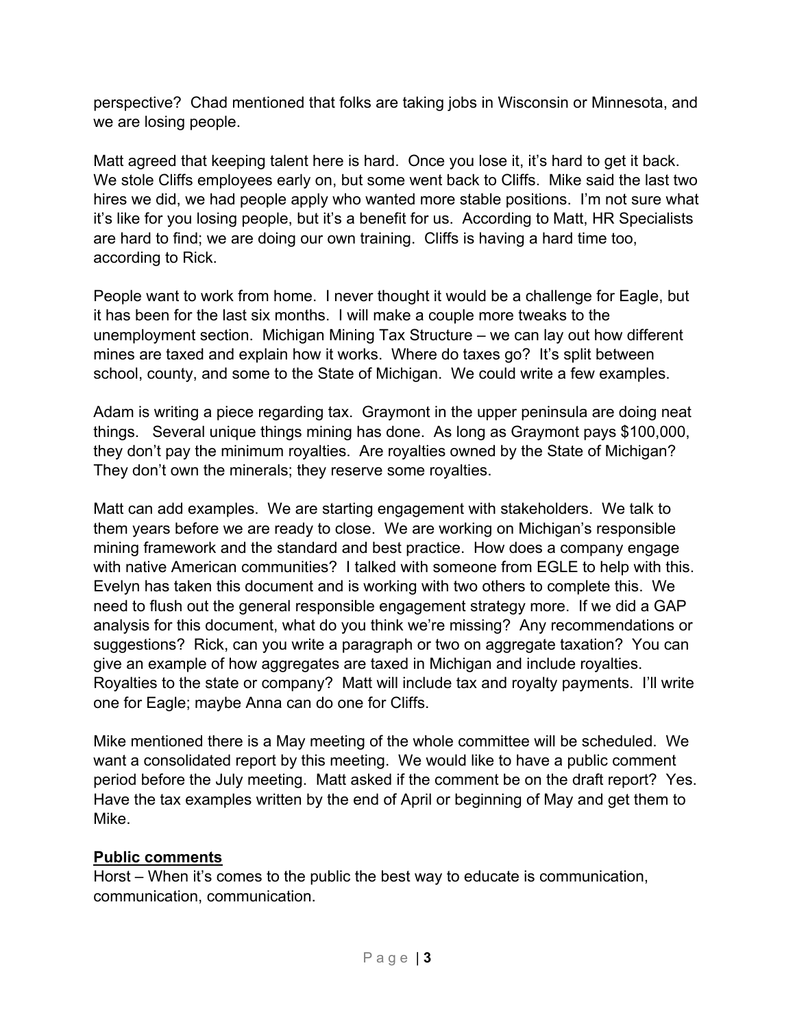perspective? Chad mentioned that folks are taking jobs in Wisconsin or Minnesota, and we are losing people.

Matt agreed that keeping talent here is hard. Once you lose it, it's hard to get it back. We stole Cliffs employees early on, but some went back to Cliffs. Mike said the last two hires we did, we had people apply who wanted more stable positions. I'm not sure what it's like for you losing people, but it's a benefit for us. According to Matt, HR Specialists are hard to find; we are doing our own training. Cliffs is having a hard time too, according to Rick.

People want to work from home. I never thought it would be a challenge for Eagle, but it has been for the last six months. I will make a couple more tweaks to the unemployment section. Michigan Mining Tax Structure – we can lay out how different mines are taxed and explain how it works. Where do taxes go? It's split between school, county, and some to the State of Michigan. We could write a few examples.

Adam is writing a piece regarding tax. Graymont in the upper peninsula are doing neat things. Several unique things mining has done. As long as Graymont pays $100,000, they don't pay the minimum royalties. Are royalties owned by the State of Michigan? They don't own the minerals; they reserve some royalties.

Matt can add examples. We are starting engagement with stakeholders. We talk to them years before we are ready to close. We are working on Michigan's responsible mining framework and the standard and best practice. How does a company engage with native American communities? I talked with someone from EGLE to help with this. Evelyn has taken this document and is working with two others to complete this. We need to flush out the general responsible engagement strategy more. If we did a GAP analysis for this document, what do you think we're missing? Any recommendations or suggestions? Rick, can you write a paragraph or two on aggregate taxation? You can give an example of how aggregates are taxed in Michigan and include royalties. Royalties to the state or company? Matt will include tax and royalty payments. I'll write one for Eagle; maybe Anna can do one for Cliffs.

Mike mentioned there is a May meeting of the whole committee will be scheduled. We want a consolidated report by this meeting. We would like to have a public comment period before the July meeting. Matt asked if the comment be on the draft report? Yes. Have the tax examples written by the end of April or beginning of May and get them to Mike.

**Public comments**

Horst – When it's comes to the public the best way to educate is communication, communication, communication.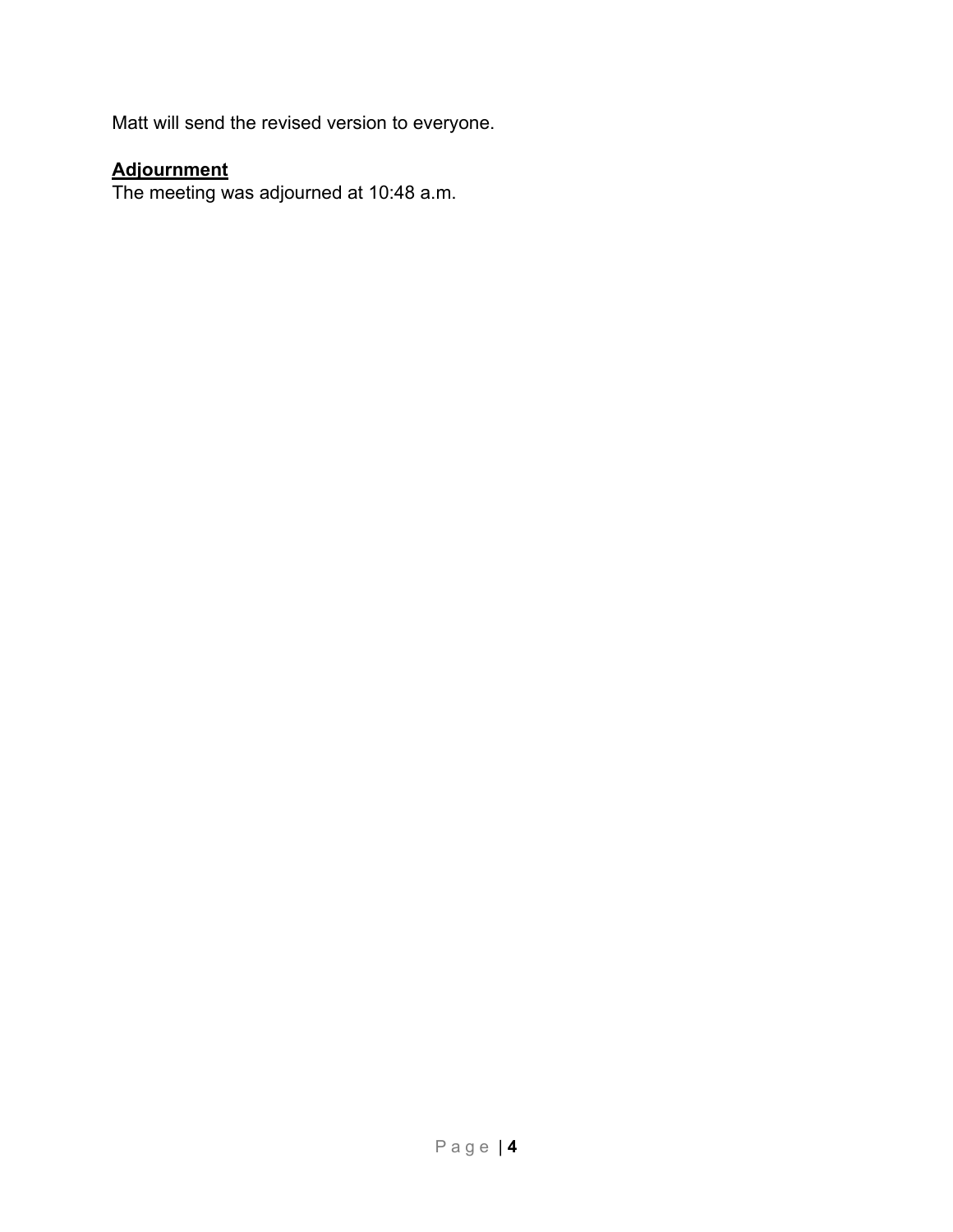Matt will send the revised version to everyone.

**Adjournment**

The meeting was adjourned at 10:48 a.m.